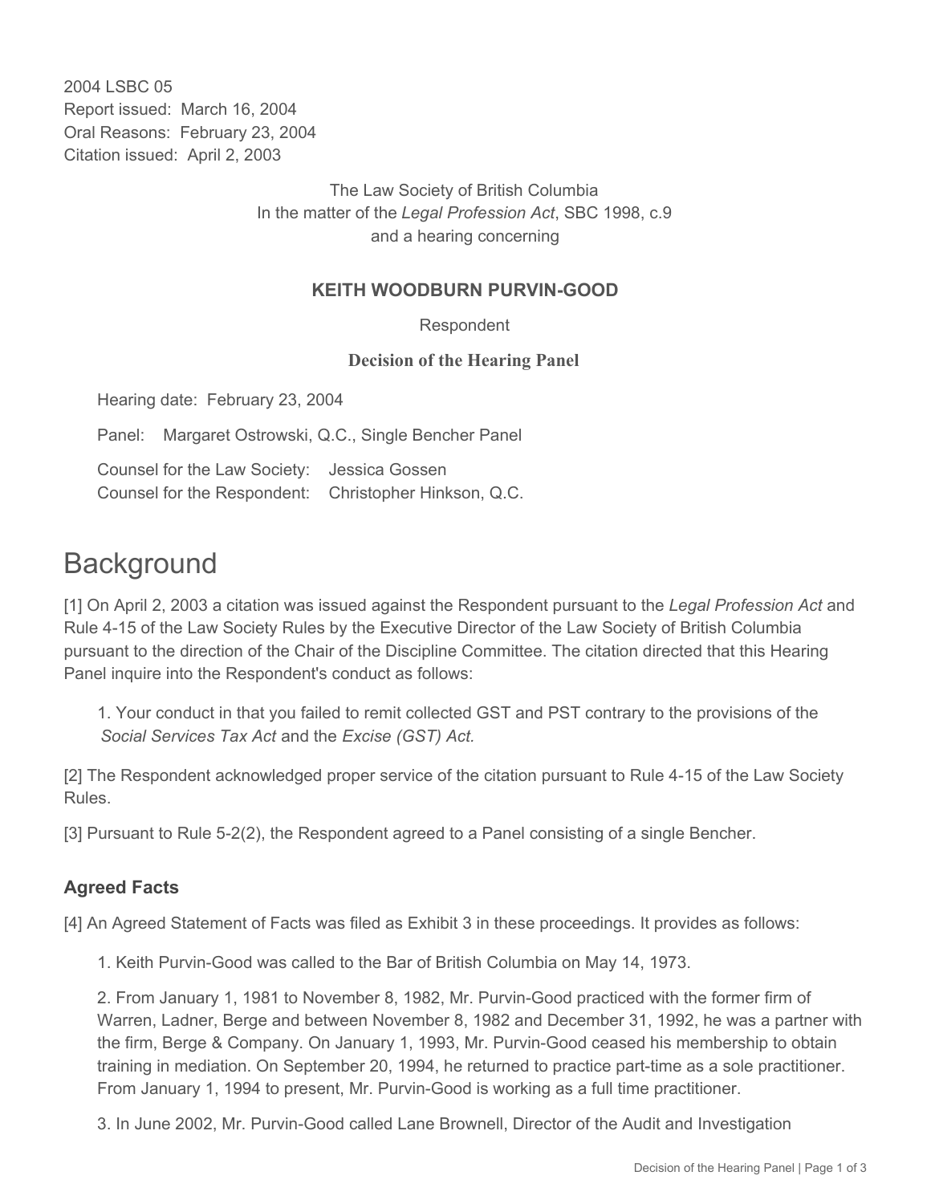2004 LSBC 05
Report issued: March 16, 2004
Oral Reasons: February 23, 2004
Citation issued: April 2, 2003

The Law Society of British Columbia
In the matter of the *Legal Profession Act*, SBC 1998, c.9
and a hearing concerning

**KEITH WOODBURN PURVIN-GOOD**

Respondent

**Decision of the Hearing Panel**

Hearing date: February 23, 2004

Panel: Margaret Ostrowski, Q.C., Single Bencher Panel

Counsel for the Law Society: Jessica Gossen
Counsel for the Respondent: Christopher Hinkson, Q.C.

# Background

[1] On April 2, 2003 a citation was issued against the Respondent pursuant to the *Legal Profession Act* and Rule 4-15 of the Law Society Rules by the Executive Director of the Law Society of British Columbia pursuant to the direction of the Chair of the Discipline Committee. The citation directed that this Hearing Panel inquire into the Respondent's conduct as follows:

1. Your conduct in that you failed to remit collected GST and PST contrary to the provisions of the *Social Services Tax Act* and the *Excise (GST) Act.*

[2] The Respondent acknowledged proper service of the citation pursuant to Rule 4-15 of the Law Society Rules.

[3] Pursuant to Rule 5-2(2), the Respondent agreed to a Panel consisting of a single Bencher.

## Agreed Facts

[4] An Agreed Statement of Facts was filed as Exhibit 3 in these proceedings. It provides as follows:

1. Keith Purvin-Good was called to the Bar of British Columbia on May 14, 1973.

2. From January 1, 1981 to November 8, 1982, Mr. Purvin-Good practiced with the former firm of Warren, Ladner, Berge and between November 8, 1982 and December 31, 1992, he was a partner with the firm, Berge & Company. On January 1, 1993, Mr. Purvin-Good ceased his membership to obtain training in mediation. On September 20, 1994, he returned to practice part-time as a sole practitioner. From January 1, 1994 to present, Mr. Purvin-Good is working as a full time practitioner.

3. In June 2002, Mr. Purvin-Good called Lane Brownell, Director of the Audit and Investigation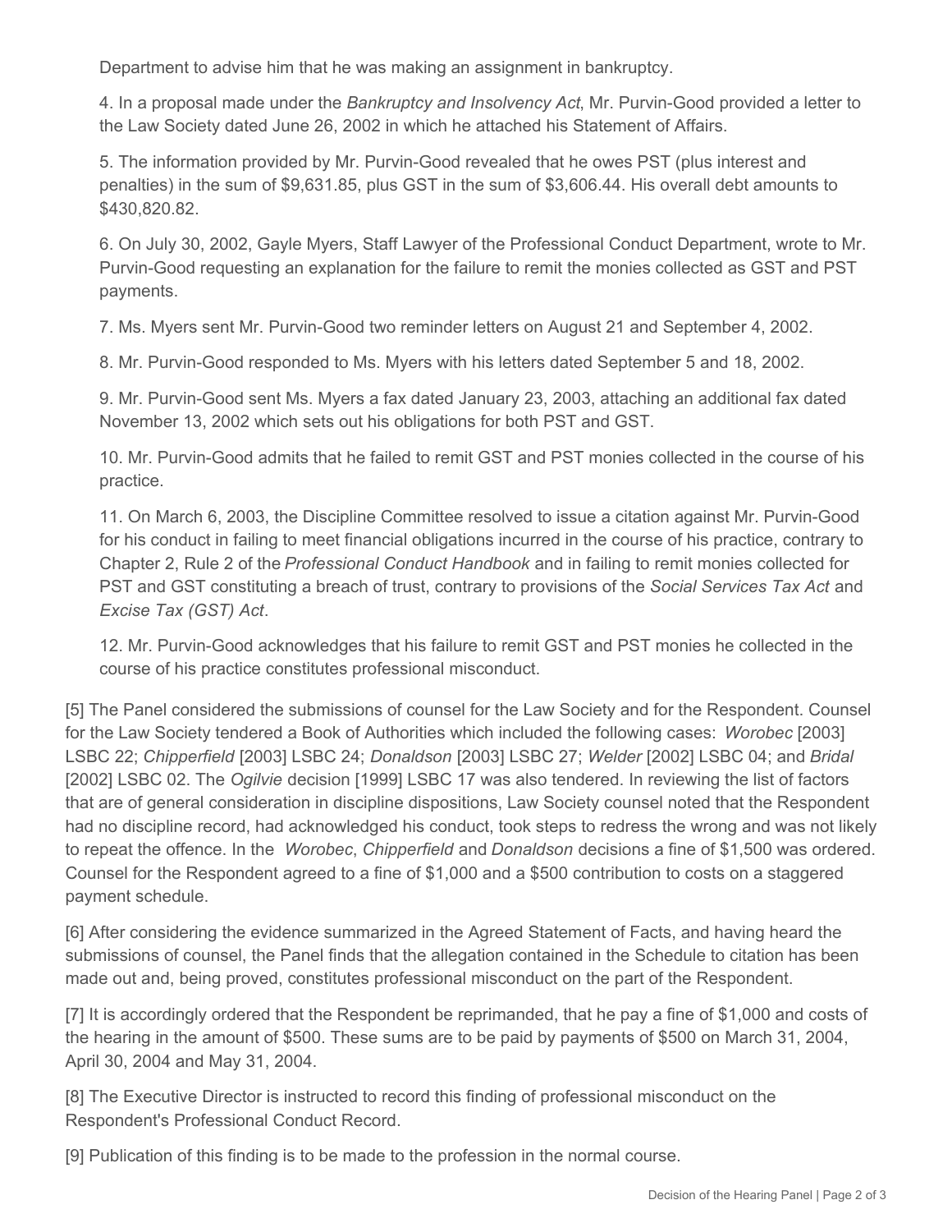Department to advise him that he was making an assignment in bankruptcy.

4. In a proposal made under the *Bankruptcy and Insolvency Act*, Mr. Purvin-Good provided a letter to the Law Society dated June 26, 2002 in which he attached his Statement of Affairs.

5. The information provided by Mr. Purvin-Good revealed that he owes PST (plus interest and penalties) in the sum of $9,631.85, plus GST in the sum of $3,606.44. His overall debt amounts to $430,820.82.

6. On July 30, 2002, Gayle Myers, Staff Lawyer of the Professional Conduct Department, wrote to Mr. Purvin-Good requesting an explanation for the failure to remit the monies collected as GST and PST payments.

7. Ms. Myers sent Mr. Purvin-Good two reminder letters on August 21 and September 4, 2002.

8. Mr. Purvin-Good responded to Ms. Myers with his letters dated September 5 and 18, 2002.

9. Mr. Purvin-Good sent Ms. Myers a fax dated January 23, 2003, attaching an additional fax dated November 13, 2002 which sets out his obligations for both PST and GST.

10. Mr. Purvin-Good admits that he failed to remit GST and PST monies collected in the course of his practice.

11. On March 6, 2003, the Discipline Committee resolved to issue a citation against Mr. Purvin-Good for his conduct in failing to meet financial obligations incurred in the course of his practice, contrary to Chapter 2, Rule 2 of the *Professional Conduct Handbook* and in failing to remit monies collected for PST and GST constituting a breach of trust, contrary to provisions of the *Social Services Tax Act* and *Excise Tax (GST) Act*.

12. Mr. Purvin-Good acknowledges that his failure to remit GST and PST monies he collected in the course of his practice constitutes professional misconduct.

[5] The Panel considered the submissions of counsel for the Law Society and for the Respondent. Counsel for the Law Society tendered a Book of Authorities which included the following cases: *Worobec* [2003] LSBC 22; *Chipperfield* [2003] LSBC 24; *Donaldson* [2003] LSBC 27; *Welder* [2002] LSBC 04; and *Bridal* [2002] LSBC 02. The *Ogilvie* decision [1999] LSBC 17 was also tendered. In reviewing the list of factors that are of general consideration in discipline dispositions, Law Society counsel noted that the Respondent had no discipline record, had acknowledged his conduct, took steps to redress the wrong and was not likely to repeat the offence. In the *Worobec*, *Chipperfield* and *Donaldson* decisions a fine of $1,500 was ordered. Counsel for the Respondent agreed to a fine of $1,000 and a $500 contribution to costs on a staggered payment schedule.

[6] After considering the evidence summarized in the Agreed Statement of Facts, and having heard the submissions of counsel, the Panel finds that the allegation contained in the Schedule to citation has been made out and, being proved, constitutes professional misconduct on the part of the Respondent.

[7] It is accordingly ordered that the Respondent be reprimanded, that he pay a fine of $1,000 and costs of the hearing in the amount of $500. These sums are to be paid by payments of $500 on March 31, 2004, April 30, 2004 and May 31, 2004.

[8] The Executive Director is instructed to record this finding of professional misconduct on the Respondent's Professional Conduct Record.

[9] Publication of this finding is to be made to the profession in the normal course.